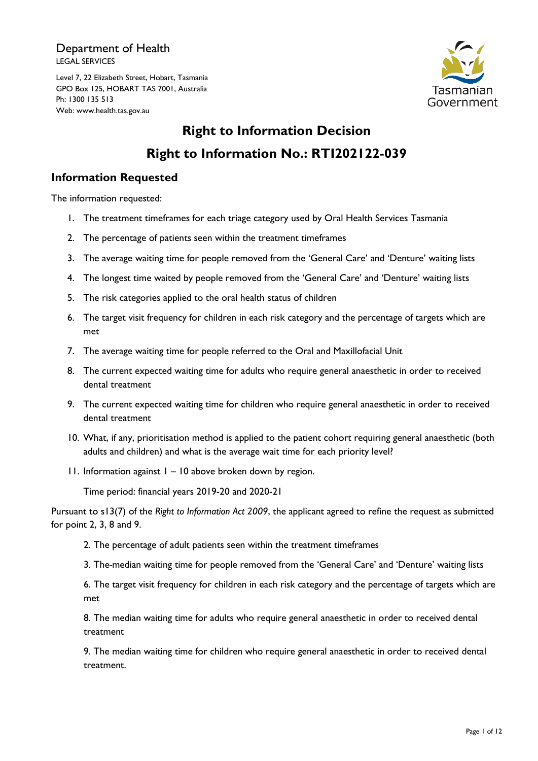Department of Health
LEGAL SERVICES

Level 7, 22 Elizabeth Street, Hobart, Tasmania
GPO Box 125, HOBART TAS 7001, Australia
Ph: 1300 135 513
Web: www.health.tas.gov.au

Tasmanian Government

# Right to Information Decision

# Right to Information No.: RTI202122-039

## Information Requested

The information requested:

1. The treatment timeframes for each triage category used by Oral Health Services Tasmania
2. The percentage of patients seen within the treatment timeframes
3. The average waiting time for people removed from the 'General Care' and 'Denture' waiting lists
4. The longest time waited by people removed from the 'General Care' and 'Denture' waiting lists
5. The risk categories applied to the oral health status of children
6. The target visit frequency for children in each risk category and the percentage of targets which are met
7. The average waiting time for people referred to the Oral and Maxillofacial Unit
8. The current expected waiting time for adults who require general anaesthetic in order to received dental treatment
9. The current expected waiting time for children who require general anaesthetic in order to received dental treatment
10. What, if any, prioritisation method is applied to the patient cohort requiring general anaesthetic (both adults and children) and what is the average wait time for each priority level?
11. Information against 1 – 10 above broken down by region.

    Time period: financial years 2019-20 and 2020-21

Pursuant to s13(7) of the *Right to Information Act 2009*, the applicant agreed to refine the request as submitted for point 2, 3, 8 and 9.

2. The percentage of adult patients seen within the treatment timeframes

3. The median waiting time for people removed from the 'General Care' and 'Denture' waiting lists

6. The target visit frequency for children in each risk category and the percentage of targets which are met

8. The median waiting time for adults who require general anaesthetic in order to received dental treatment

9. The median waiting time for children who require general anaesthetic in order to received dental treatment.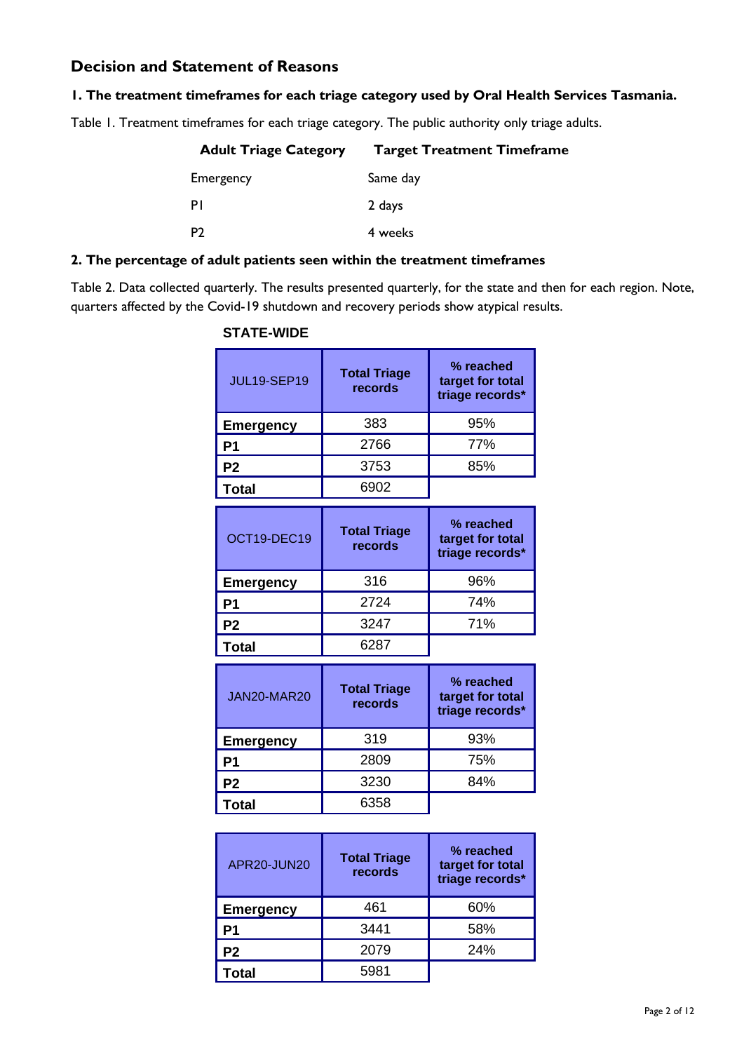## Decision and Statement of Reasons

### 1. The treatment timeframes for each triage category used by Oral Health Services Tasmania.

Table 1. Treatment timeframes for each triage category. The public authority only triage adults.

| Adult Triage Category | Target Treatment Timeframe |
|---|---|
| Emergency | Same day |
| P1 | 2 days |
| P2 | 4 weeks |

### 2. The percentage of adult patients seen within the treatment timeframes

Table 2. Data collected quarterly. The results presented quarterly, for the state and then for each region. Note, quarters affected by the Covid-19 shutdown and recovery periods show atypical results.

**STATE-WIDE**

| JUL19-SEP19 | Total Triage records | % reached target for total triage records* |
|---|---|---|
| **Emergency** | 383 | 95% |
| **P1** | 2766 | 77% |
| **P2** | 3753 | 85% |
| **Total** | 6902 | |

| OCT19-DEC19 | Total Triage records | % reached target for total triage records* |
|---|---|---|
| **Emergency** | 316 | 96% |
| **P1** | 2724 | 74% |
| **P2** | 3247 | 71% |
| **Total** | 6287 | |

| JAN20-MAR20 | Total Triage records | % reached target for total triage records* |
|---|---|---|
| **Emergency** | 319 | 93% |
| **P1** | 2809 | 75% |
| **P2** | 3230 | 84% |
| **Total** | 6358 | |

| APR20-JUN20 | Total Triage records | % reached target for total triage records* |
|---|---|---|
| **Emergency** | 461 | 60% |
| **P1** | 3441 | 58% |
| **P2** | 2079 | 24% |
| **Total** | 5981 | |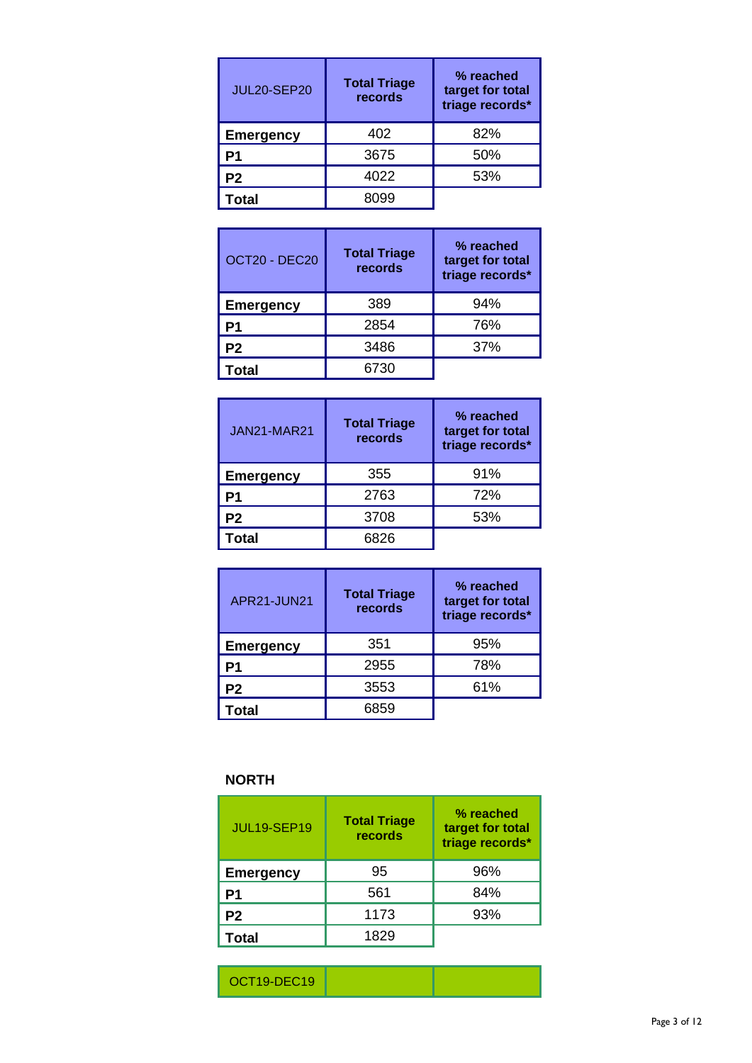| JUL20-SEP20 | Total Triage records | % reached target for total triage records* |
|---|---|---|
| **Emergency** | 402 | 82% |
| **P1** | 3675 | 50% |
| **P2** | 4022 | 53% |
| **Total** | 8099 | |

| OCT20 - DEC20 | Total Triage records | % reached target for total triage records* |
|---|---|---|
| **Emergency** | 389 | 94% |
| **P1** | 2854 | 76% |
| **P2** | 3486 | 37% |
| **Total** | 6730 | |

| JAN21-MAR21 | Total Triage records | % reached target for total triage records* |
|---|---|---|
| **Emergency** | 355 | 91% |
| **P1** | 2763 | 72% |
| **P2** | 3708 | 53% |
| **Total** | 6826 | |

| APR21-JUN21 | Total Triage records | % reached target for total triage records* |
|---|---|---|
| **Emergency** | 351 | 95% |
| **P1** | 2955 | 78% |
| **P2** | 3553 | 61% |
| **Total** | 6859 | |

**NORTH**

| JUL19-SEP19 | Total Triage records | % reached target for total triage records* |
|---|---|---|
| **Emergency** | 95 | 96% |
| **P1** | 561 | 84% |
| **P2** | 1173 | 93% |
| **Total** | 1829 | |

| OCT19-DEC19 | | |
|---|---|---|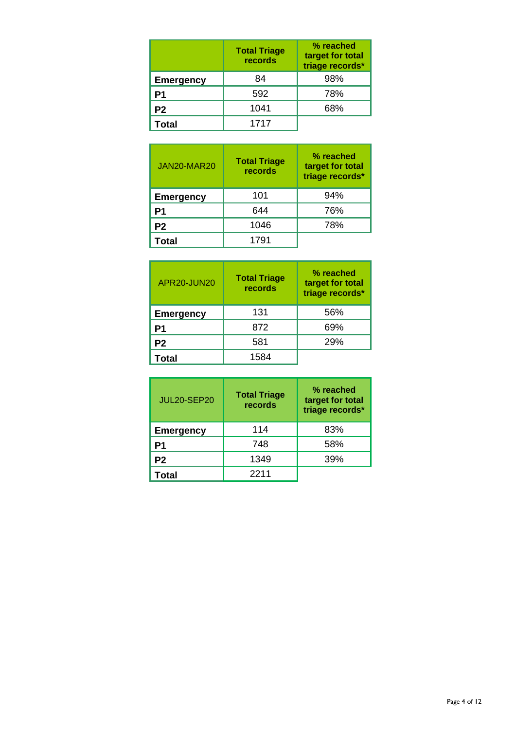|  | Total Triage records | % reached target for total triage records* |
|---|---|---|
| **Emergency** | 84 | 98% |
| **P1** | 592 | 78% |
| **P2** | 1041 | 68% |
| **Total** | 1717 |  |

| JAN20-MAR20 | Total Triage records | % reached target for total triage records* |
|---|---|---|
| **Emergency** | 101 | 94% |
| **P1** | 644 | 76% |
| **P2** | 1046 | 78% |
| **Total** | 1791 |  |

| APR20-JUN20 | Total Triage records | % reached target for total triage records* |
|---|---|---|
| **Emergency** | 131 | 56% |
| **P1** | 872 | 69% |
| **P2** | 581 | 29% |
| **Total** | 1584 |  |

| JUL20-SEP20 | Total Triage records | % reached target for total triage records* |
|---|---|---|
| **Emergency** | 114 | 83% |
| **P1** | 748 | 58% |
| **P2** | 1349 | 39% |
| **Total** | 2211 |  |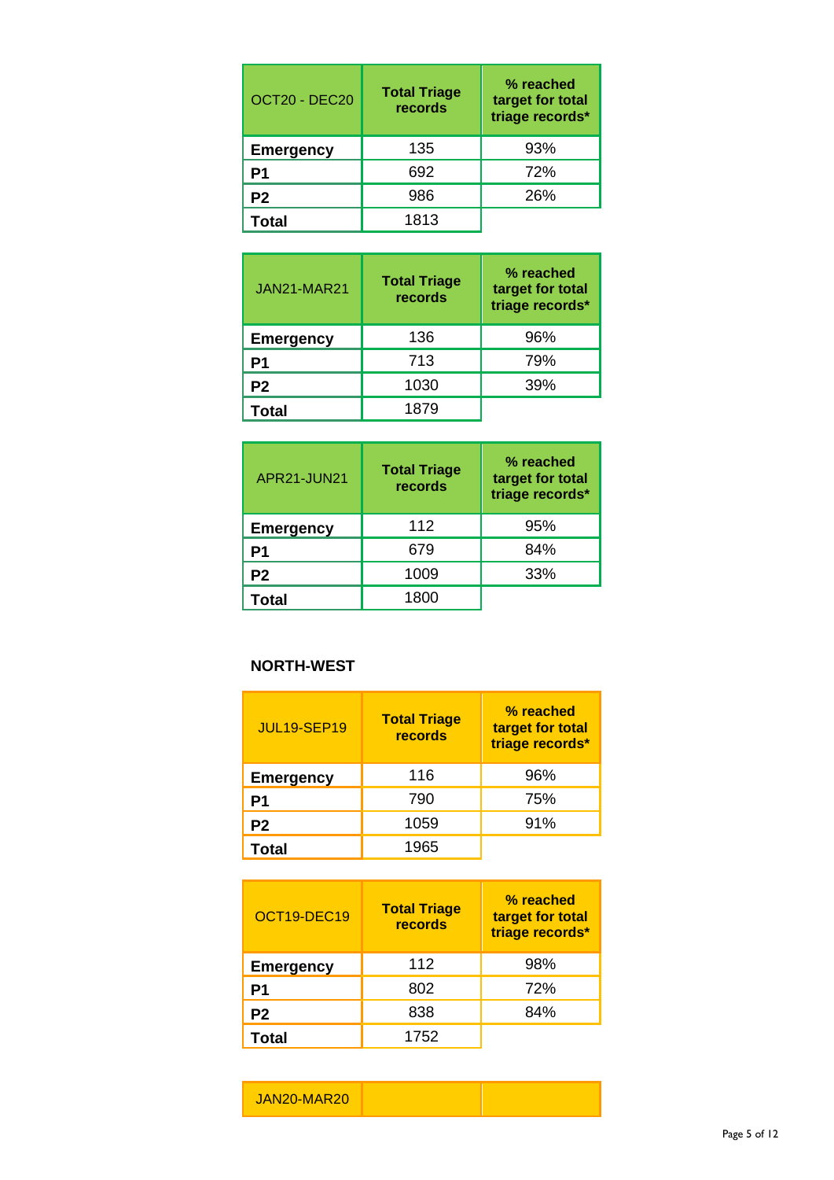| OCT20 - DEC20 | Total Triage records | % reached target for total triage records* |
|---|---|---|
| **Emergency** | 135 | 93% |
| **P1** | 692 | 72% |
| **P2** | 986 | 26% |
| **Total** | 1813 | |

| JAN21-MAR21 | Total Triage records | % reached target for total triage records* |
|---|---|---|
| **Emergency** | 136 | 96% |
| **P1** | 713 | 79% |
| **P2** | 1030 | 39% |
| **Total** | 1879 | |

| APR21-JUN21 | Total Triage records | % reached target for total triage records* |
|---|---|---|
| **Emergency** | 112 | 95% |
| **P1** | 679 | 84% |
| **P2** | 1009 | 33% |
| **Total** | 1800 | |

**NORTH-WEST**

| JUL19-SEP19 | Total Triage records | % reached target for total triage records* |
|---|---|---|
| **Emergency** | 116 | 96% |
| **P1** | 790 | 75% |
| **P2** | 1059 | 91% |
| **Total** | 1965 | |

| OCT19-DEC19 | Total Triage records | % reached target for total triage records* |
|---|---|---|
| **Emergency** | 112 | 98% |
| **P1** | 802 | 72% |
| **P2** | 838 | 84% |
| **Total** | 1752 | |

| JAN20-MAR20 | | |
|---|---|---|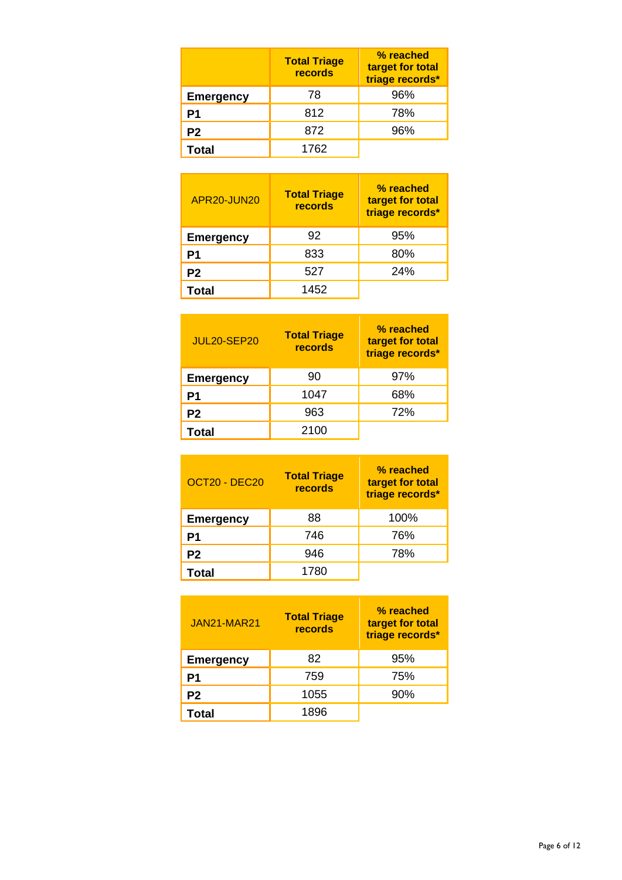| | Total Triage records | % reached target for total triage records* |
|---|---|---|
| **Emergency** | 78 | 96% |
| **P1** | 812 | 78% |
| **P2** | 872 | 96% |
| **Total** | 1762 | |

| APR20-JUN20 | Total Triage records | % reached target for total triage records* |
|---|---|---|
| **Emergency** | 92 | 95% |
| **P1** | 833 | 80% |
| **P2** | 527 | 24% |
| **Total** | 1452 | |

| JUL20-SEP20 | Total Triage records | % reached target for total triage records* |
|---|---|---|
| **Emergency** | 90 | 97% |
| **P1** | 1047 | 68% |
| **P2** | 963 | 72% |
| **Total** | 2100 | |

| OCT20 - DEC20 | Total Triage records | % reached target for total triage records* |
|---|---|---|
| **Emergency** | 88 | 100% |
| **P1** | 746 | 76% |
| **P2** | 946 | 78% |
| **Total** | 1780 | |

| JAN21-MAR21 | Total Triage records | % reached target for total triage records* |
|---|---|---|
| **Emergency** | 82 | 95% |
| **P1** | 759 | 75% |
| **P2** | 1055 | 90% |
| **Total** | 1896 | |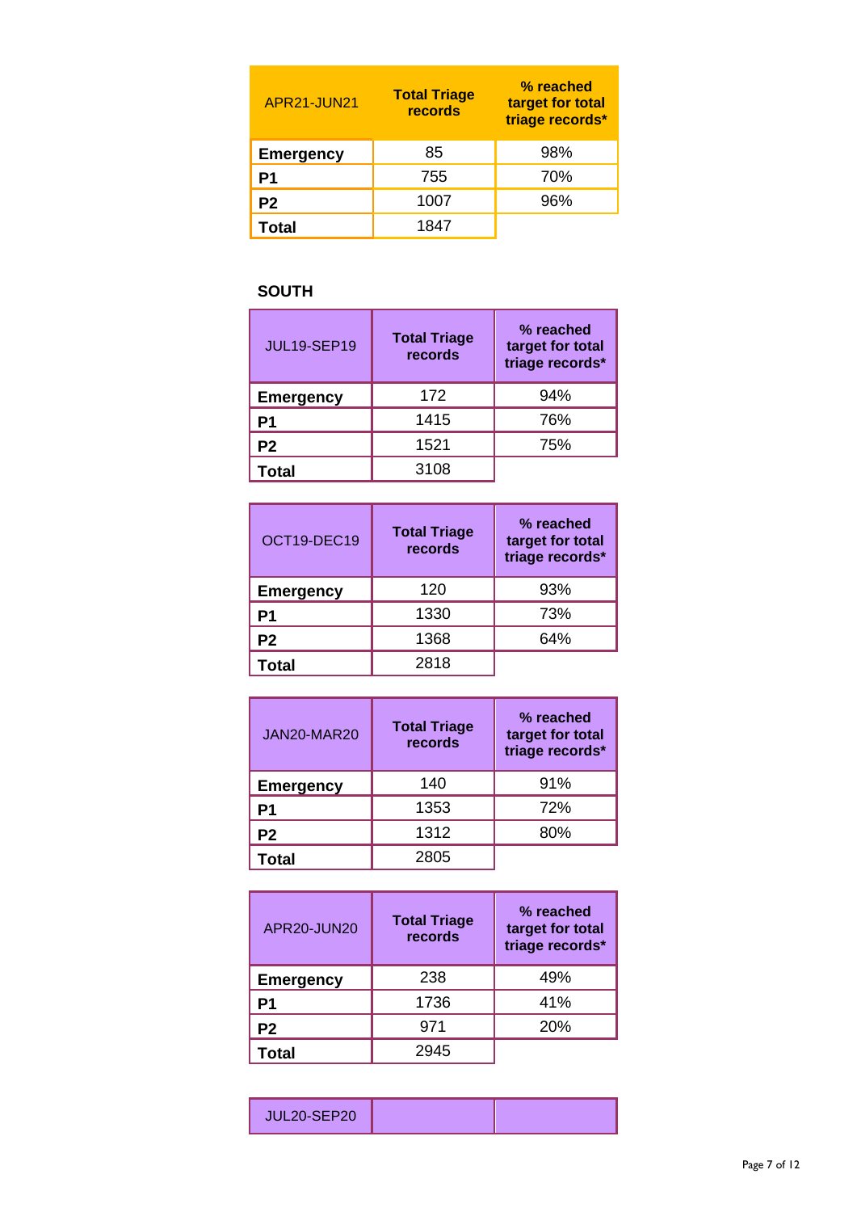| APR21-JUN21 | Total Triage records | % reached target for total triage records* |
|---|---|---|
| **Emergency** | 85 | 98% |
| **P1** | 755 | 70% |
| **P2** | 1007 | 96% |
| **Total** | 1847 | |

**SOUTH**

| JUL19-SEP19 | Total Triage records | % reached target for total triage records* |
|---|---|---|
| **Emergency** | 172 | 94% |
| **P1** | 1415 | 76% |
| **P2** | 1521 | 75% |
| **Total** | 3108 | |

| OCT19-DEC19 | Total Triage records | % reached target for total triage records* |
|---|---|---|
| **Emergency** | 120 | 93% |
| **P1** | 1330 | 73% |
| **P2** | 1368 | 64% |
| **Total** | 2818 | |

| JAN20-MAR20 | Total Triage records | % reached target for total triage records* |
|---|---|---|
| **Emergency** | 140 | 91% |
| **P1** | 1353 | 72% |
| **P2** | 1312 | 80% |
| **Total** | 2805 | |

| APR20-JUN20 | Total Triage records | % reached target for total triage records* |
|---|---|---|
| **Emergency** | 238 | 49% |
| **P1** | 1736 | 41% |
| **P2** | 971 | 20% |
| **Total** | 2945 | |

| JUL20-SEP20 | | |
|---|---|---|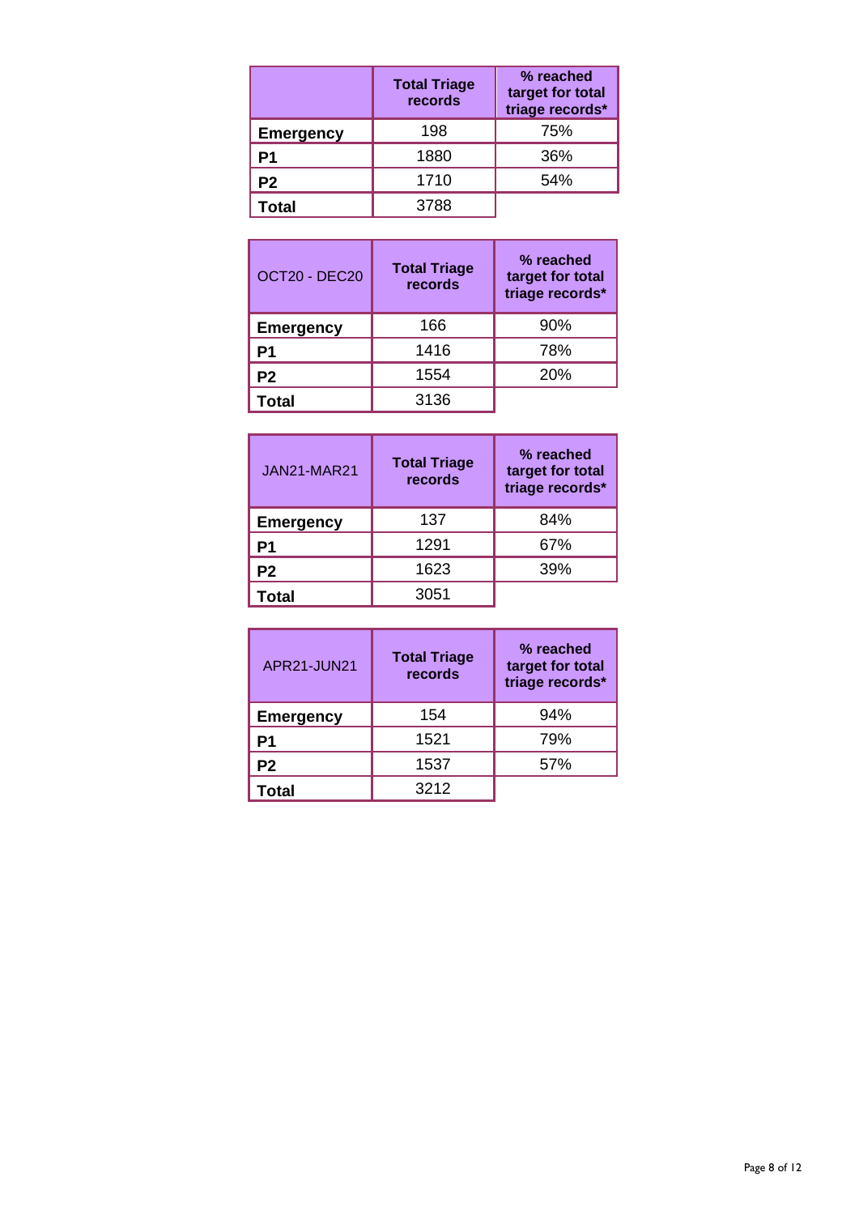| | Total Triage records | % reached target for total triage records* |
|---|---|---|
| **Emergency** | 198 | 75% |
| **P1** | 1880 | 36% |
| **P2** | 1710 | 54% |
| **Total** | 3788 | |

| OCT20 - DEC20 | Total Triage records | % reached target for total triage records* |
|---|---|---|
| **Emergency** | 166 | 90% |
| **P1** | 1416 | 78% |
| **P2** | 1554 | 20% |
| **Total** | 3136 | |

| JAN21-MAR21 | Total Triage records | % reached target for total triage records* |
|---|---|---|
| **Emergency** | 137 | 84% |
| **P1** | 1291 | 67% |
| **P2** | 1623 | 39% |
| **Total** | 3051 | |

| APR21-JUN21 | Total Triage records | % reached target for total triage records* |
|---|---|---|
| **Emergency** | 154 | 94% |
| **P1** | 1521 | 79% |
| **P2** | 1537 | 57% |
| **Total** | 3212 | |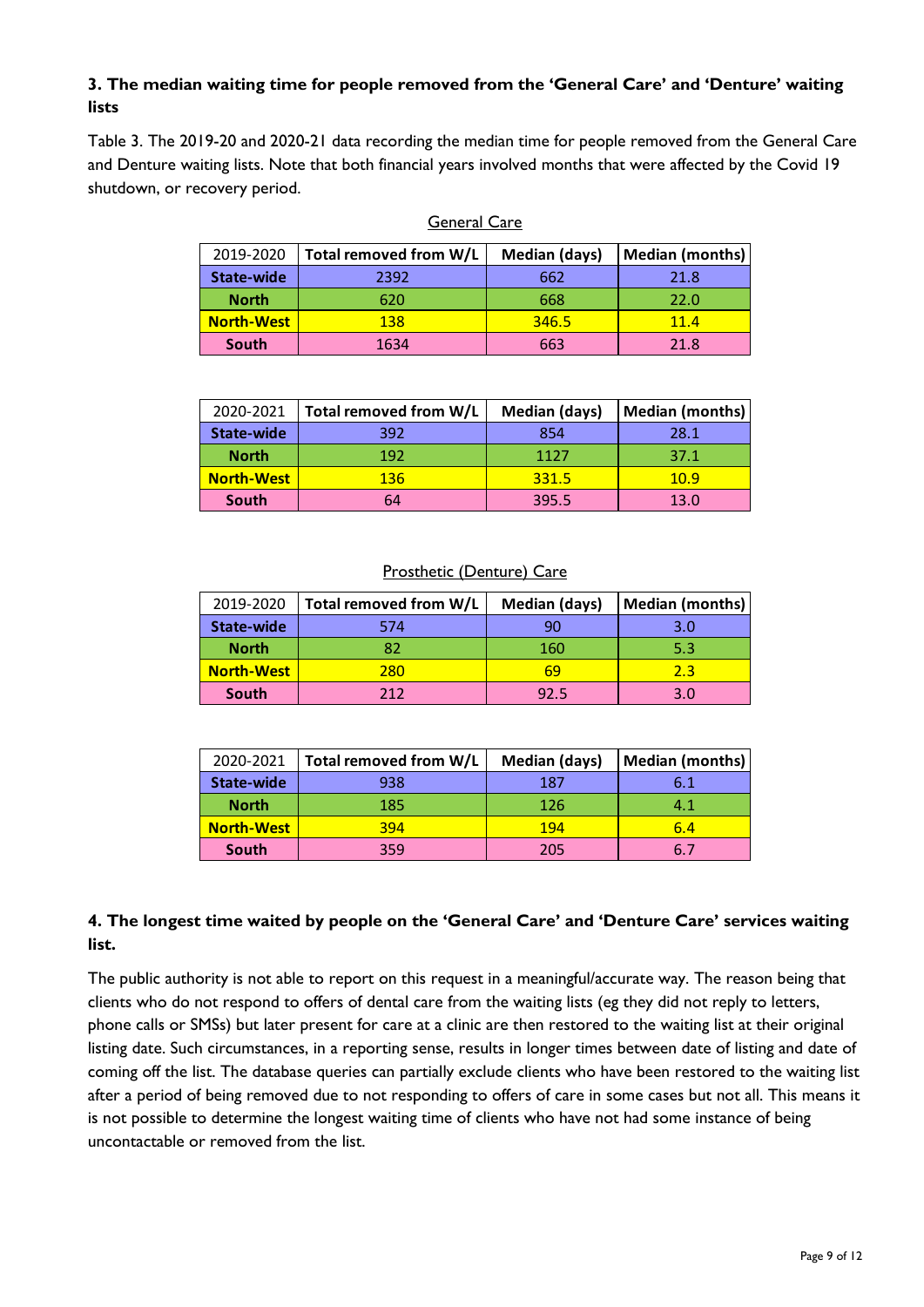### 3. The median waiting time for people removed from the 'General Care' and 'Denture' waiting lists

Table 3. The 2019-20 and 2020-21 data recording the median time for people removed from the General Care and Denture waiting lists. Note that both financial years involved months that were affected by the Covid 19 shutdown, or recovery period.

General Care

| 2019-2020 | Total removed from W/L | Median (days) | Median (months) |
|---|---|---|---|
| **State-wide** | 2392 | 662 | 21.8 |
| **North** | 620 | 668 | 22.0 |
| **North-West** | 138 | 346.5 | 11.4 |
| **South** | 1634 | 663 | 21.8 |

| 2020-2021 | Total removed from W/L | Median (days) | Median (months) |
|---|---|---|---|
| **State-wide** | 392 | 854 | 28.1 |
| **North** | 192 | 1127 | 37.1 |
| **North-West** | 136 | 331.5 | 10.9 |
| **South** | 64 | 395.5 | 13.0 |

Prosthetic (Denture) Care

| 2019-2020 | Total removed from W/L | Median (days) | Median (months) |
|---|---|---|---|
| **State-wide** | 574 | 90 | 3.0 |
| **North** | 82 | 160 | 5.3 |
| **North-West** | 280 | 69 | 2.3 |
| **South** | 212 | 92.5 | 3.0 |

| 2020-2021 | Total removed from W/L | Median (days) | Median (months) |
|---|---|---|---|
| **State-wide** | 938 | 187 | 6.1 |
| **North** | 185 | 126 | 4.1 |
| **North-West** | 394 | 194 | 6.4 |
| **South** | 359 | 205 | 6.7 |

### 4. The longest time waited by people on the 'General Care' and 'Denture Care' services waiting list.

The public authority is not able to report on this request in a meaningful/accurate way. The reason being that clients who do not respond to offers of dental care from the waiting lists (eg they did not reply to letters, phone calls or SMSs) but later present for care at a clinic are then restored to the waiting list at their original listing date. Such circumstances, in a reporting sense, results in longer times between date of listing and date of coming off the list. The database queries can partially exclude clients who have been restored to the waiting list after a period of being removed due to not responding to offers of care in some cases but not all. This means it is not possible to determine the longest waiting time of clients who have not had some instance of being uncontactable or removed from the list.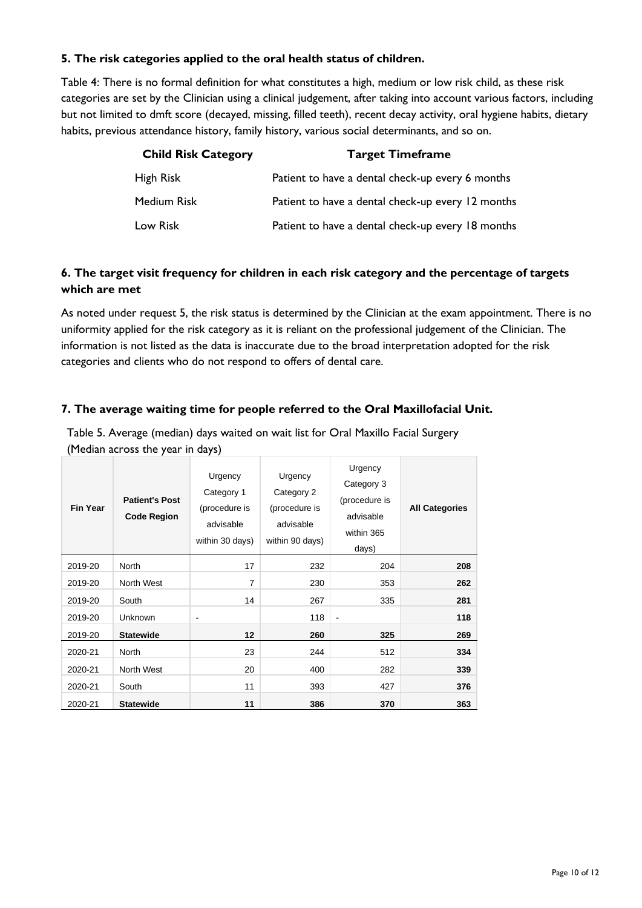### 5. The risk categories applied to the oral health status of children.

Table 4: There is no formal definition for what constitutes a high, medium or low risk child, as these risk categories are set by the Clinician using a clinical judgement, after taking into account various factors, including but not limited to dmft score (decayed, missing, filled teeth), recent decay activity, oral hygiene habits, dietary habits, previous attendance history, family history, various social determinants, and so on.

| Child Risk Category | Target Timeframe |
|---|---|
| High Risk | Patient to have a dental check-up every 6 months |
| Medium Risk | Patient to have a dental check-up every 12 months |
| Low Risk | Patient to have a dental check-up every 18 months |

### 6. The target visit frequency for children in each risk category and the percentage of targets which are met

As noted under request 5, the risk status is determined by the Clinician at the exam appointment. There is no uniformity applied for the risk category as it is reliant on the professional judgement of the Clinician. The information is not listed as the data is inaccurate due to the broad interpretation adopted for the risk categories and clients who do not respond to offers of dental care.

### 7. The average waiting time for people referred to the Oral Maxillofacial Unit.

Table 5. Average (median) days waited on wait list for Oral Maxillo Facial Surgery (Median across the year in days)

| Fin Year | Patient's Post Code Region | Urgency Category 1 (procedure is advisable within 30 days) | Urgency Category 2 (procedure is advisable within 90 days) | Urgency Category 3 (procedure is advisable within 365 days) | All Categories |
|---|---|---|---|---|---|
| 2019-20 | North | 17 | 232 | 204 | **208** |
| 2019-20 | North West | 7 | 230 | 353 | **262** |
| 2019-20 | South | 14 | 267 | 335 | **281** |
| 2019-20 | Unknown | - | 118 | - | **118** |
| 2019-20 | **Statewide** | **12** | **260** | **325** | **269** |
| 2020-21 | North | 23 | 244 | 512 | **334** |
| 2020-21 | North West | 20 | 400 | 282 | **339** |
| 2020-21 | South | 11 | 393 | 427 | **376** |
| 2020-21 | **Statewide** | **11** | **386** | **370** | **363** |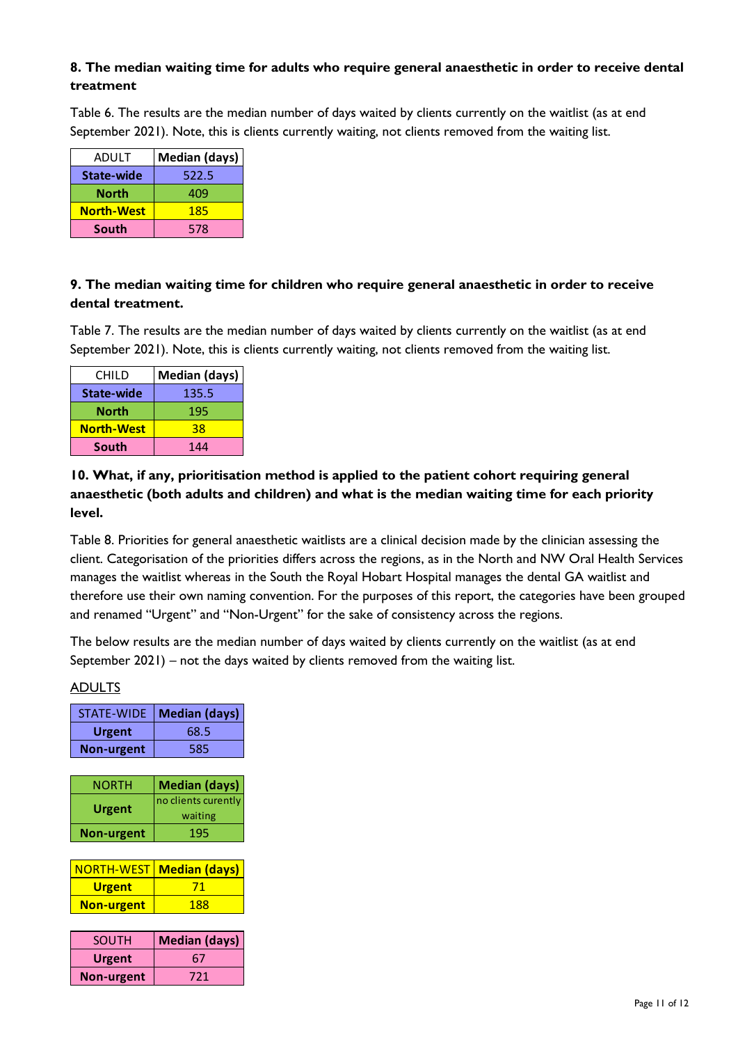**8. The median waiting time for adults who require general anaesthetic in order to receive dental treatment**

Table 6. The results are the median number of days waited by clients currently on the waitlist (as at end September 2021). Note, this is clients currently waiting, not clients removed from the waiting list.

| ADULT | Median (days) |
|---|---|
| **State-wide** | 522.5 |
| **North** | 409 |
| **North-West** | 185 |
| **South** | 578 |

**9. The median waiting time for children who require general anaesthetic in order to receive dental treatment.**

Table 7. The results are the median number of days waited by clients currently on the waitlist (as at end September 2021). Note, this is clients currently waiting, not clients removed from the waiting list.

| CHILD | Median (days) |
|---|---|
| **State-wide** | 135.5 |
| **North** | 195 |
| **North-West** | 38 |
| **South** | 144 |

**10. What, if any, prioritisation method is applied to the patient cohort requiring general anaesthetic (both adults and children) and what is the median waiting time for each priority level.**

Table 8. Priorities for general anaesthetic waitlists are a clinical decision made by the clinician assessing the client. Categorisation of the priorities differs across the regions, as in the North and NW Oral Health Services manages the waitlist whereas in the South the Royal Hobart Hospital manages the dental GA waitlist and therefore use their own naming convention. For the purposes of this report, the categories have been grouped and renamed "Urgent" and "Non-Urgent" for the sake of consistency across the regions.

The below results are the median number of days waited by clients currently on the waitlist (as at end September 2021) – not the days waited by clients removed from the waiting list.

ADULTS

| STATE-WIDE | Median (days) |
|---|---|
| **Urgent** | 68.5 |
| **Non-urgent** | 585 |

| NORTH | Median (days) |
|---|---|
| **Urgent** | no clients curently waiting |
| **Non-urgent** | 195 |

| NORTH-WEST | Median (days) |
|---|---|
| **Urgent** | 71 |
| **Non-urgent** | 188 |

| SOUTH | Median (days) |
|---|---|
| **Urgent** | 67 |
| **Non-urgent** | 721 |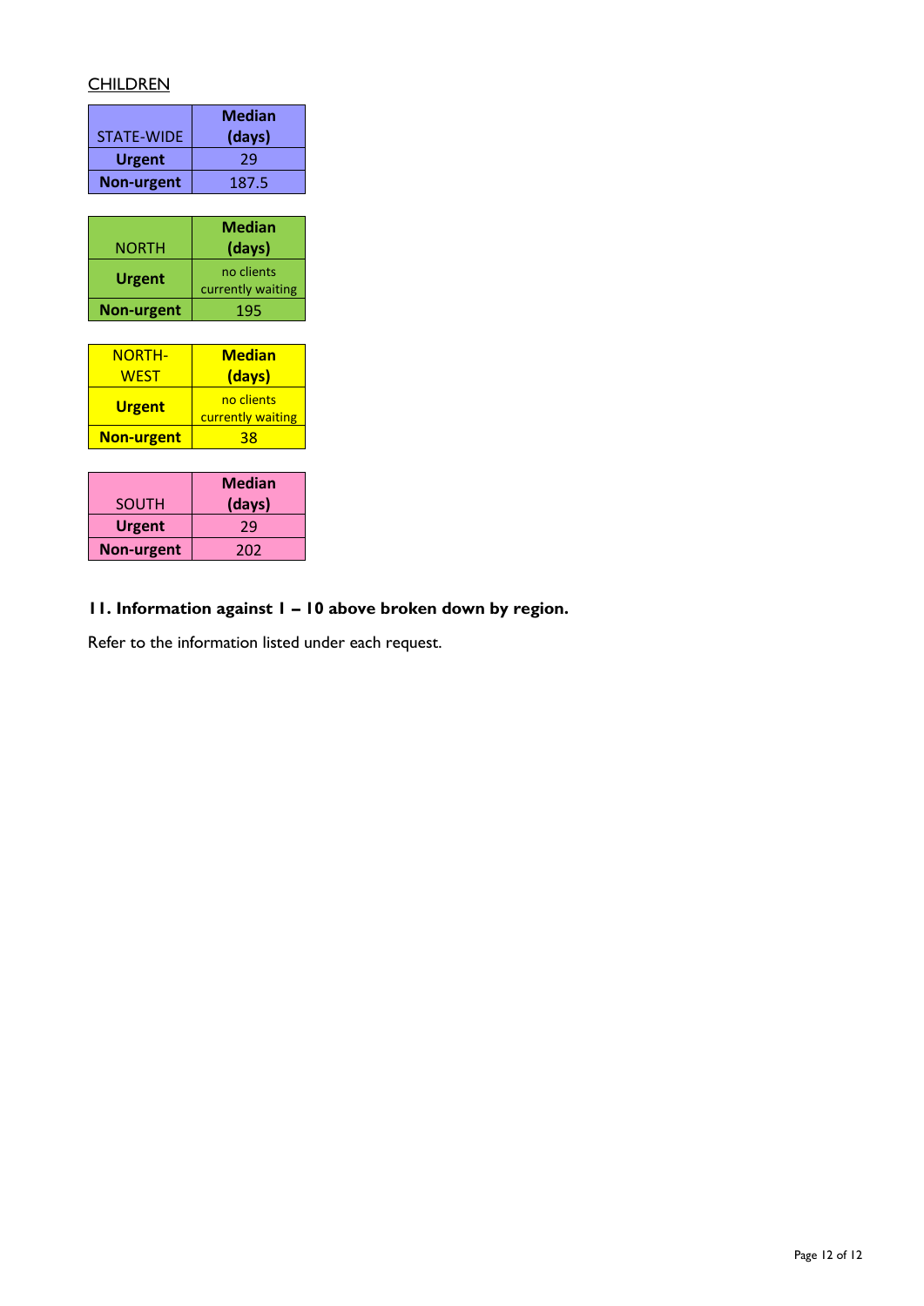CHILDREN

| STATE-WIDE | Median (days) |
|---|---|
| **Urgent** | 29 |
| **Non-urgent** | 187.5 |

| NORTH | Median (days) |
|---|---|
| **Urgent** | no clients currently waiting |
| **Non-urgent** | 195 |

| NORTH-WEST | Median (days) |
|---|---|
| **Urgent** | no clients currently waiting |
| **Non-urgent** | 38 |

| SOUTH | Median (days) |
|---|---|
| **Urgent** | 29 |
| **Non-urgent** | 202 |

### 11. Information against 1 – 10 above broken down by region.

Refer to the information listed under each request.